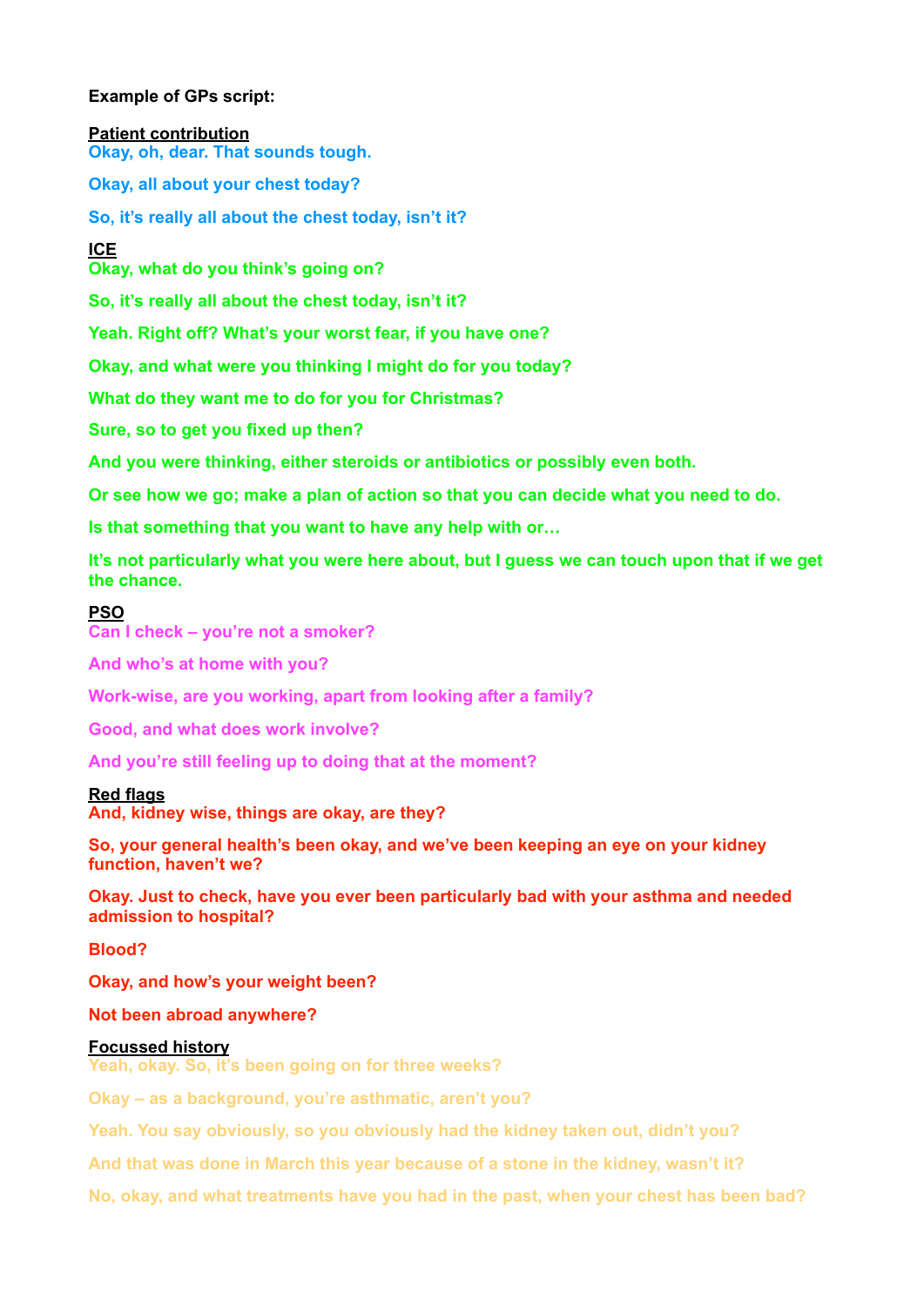**Example of GPs script:**

**Patient contribution**

**Okay, oh, dear. That sounds tough.**

**Okay, all about your chest today?**

**So, it's really all about the chest today, isn't it?**

**ICE**

**Okay, what do you think's going on?**

**So, it's really all about the chest today, isn't it?**

**Yeah. Right off? What's your worst fear, if you have one?**

**Okay, and what were you thinking I might do for you today?**

**What do they want me to do for you for Christmas?**

**Sure, so to get you fixed up then?**

**And you were thinking, either steroids or antibiotics or possibly even both.**

**Or see how we go; make a plan of action so that you can decide what you need to do.**

**Is that something that you want to have any help with or…**

**It's not particularly what you were here about, but I guess we can touch upon that if we get the chance.**

**PSO**

**Can I check – you're not a smoker?**

**And who's at home with you?**

**Work-wise, are you working, apart from looking after a family?**

**Good, and what does work involve?**

**And you're still feeling up to doing that at the moment?**

**Red flags**

**And, kidney wise, things are okay, are they?**

**So, your general health's been okay, and we've been keeping an eye on your kidney function, haven't we?**

**Okay. Just to check, have you ever been particularly bad with your asthma and needed admission to hospital?**

**Blood?**

**Okay, and how's your weight been?**

**Not been abroad anywhere?**

**Focussed history**

**Yeah, okay. So, it's been going on for three weeks?**

**Okay – as a background, you're asthmatic, aren't you?**

**Yeah. You say obviously, so you obviously had the kidney taken out, didn't you?**

**And that was done in March this year because of a stone in the kidney, wasn't it?**

**No, okay, and what treatments have you had in the past, when your chest has been bad?**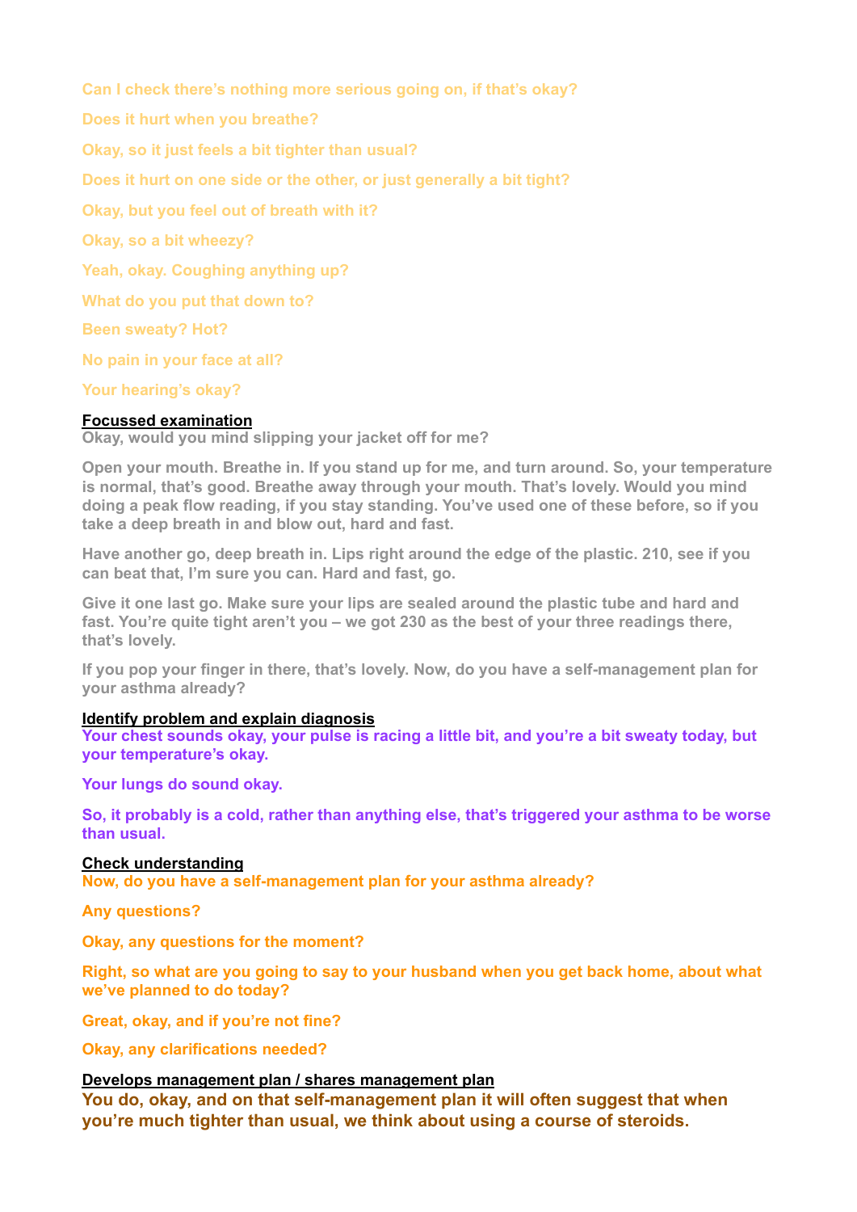**Can I check there's nothing more serious going on, if that's okay?**

**Does it hurt when you breathe?**

**Okay, so it just feels a bit tighter than usual?**

**Does it hurt on one side or the other, or just generally a bit tight?**

**Okay, but you feel out of breath with it?**

**Okay, so a bit wheezy?**

**Yeah, okay. Coughing anything up?**

**What do you put that down to?**

**Been sweaty? Hot?**

**No pain in your face at all?**

**Your hearing's okay?**

**Focussed examination**

**Okay, would you mind slipping your jacket off for me?**

**Open your mouth. Breathe in. If you stand up for me, and turn around. So, your temperature is normal, that's good. Breathe away through your mouth. That's lovely. Would you mind doing a peak flow reading, if you stay standing. You've used one of these before, so if you take a deep breath in and blow out, hard and fast.**

**Have another go, deep breath in. Lips right around the edge of the plastic. 210, see if you can beat that, I'm sure you can. Hard and fast, go.**

**Give it one last go. Make sure your lips are sealed around the plastic tube and hard and fast. You're quite tight aren't you – we got 230 as the best of your three readings there, that's lovely.**

**If you pop your finger in there, that's lovely. Now, do you have a self-management plan for your asthma already?**

**Identify problem and explain diagnosis**

**Your chest sounds okay, your pulse is racing a little bit, and you're a bit sweaty today, but your temperature's okay.**

**Your lungs do sound okay.**

**So, it probably is a cold, rather than anything else, that's triggered your asthma to be worse than usual.**

**Check understanding**

**Now, do you have a self-management plan for your asthma already?**

**Any questions?**

**Okay, any questions for the moment?**

**Right, so what are you going to say to your husband when you get back home, about what we've planned to do today?**

**Great, okay, and if you're not fine?**

**Okay, any clarifications needed?**

**Develops management plan / shares management plan**

**You do, okay, and on that self-management plan it will often suggest that when you're much tighter than usual, we think about using a course of steroids.**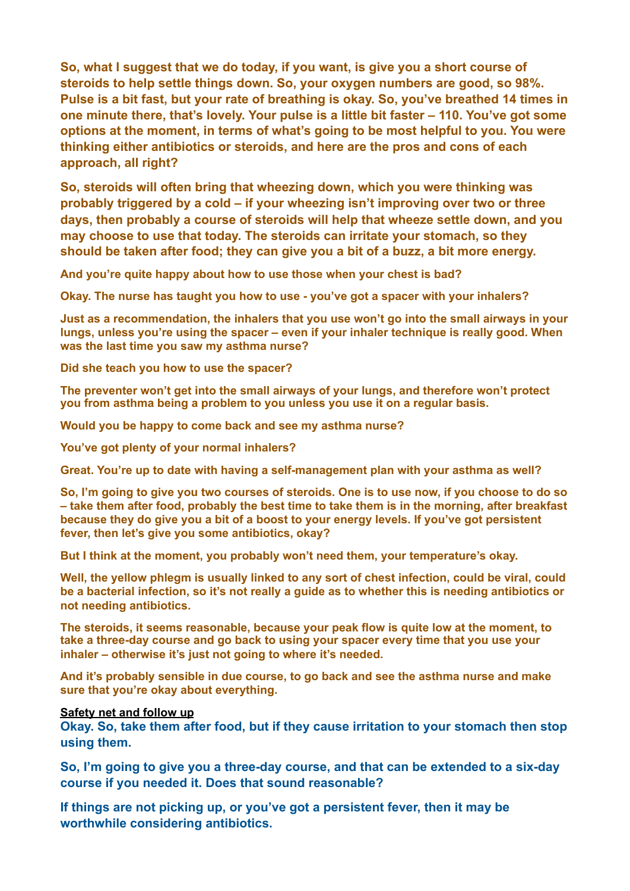**So, what I suggest that we do today, if you want, is give you a short course of steroids to help settle things down. So, your oxygen numbers are good, so 98%. Pulse is a bit fast, but your rate of breathing is okay. So, you've breathed 14 times in one minute there, that's lovely. Your pulse is a little bit faster – 110. You've got some options at the moment, in terms of what's going to be most helpful to you. You were thinking either antibiotics or steroids, and here are the pros and cons of each approach, all right?**

**So, steroids will often bring that wheezing down, which you were thinking was probably triggered by a cold – if your wheezing isn't improving over two or three days, then probably a course of steroids will help that wheeze settle down, and you may choose to use that today. The steroids can irritate your stomach, so they should be taken after food; they can give you a bit of a buzz, a bit more energy.**

**And you're quite happy about how to use those when your chest is bad?**

**Okay. The nurse has taught you how to use - you've got a spacer with your inhalers?**

**Just as a recommendation, the inhalers that you use won't go into the small airways in your lungs, unless you're using the spacer – even if your inhaler technique is really good. When was the last time you saw my asthma nurse?**

**Did she teach you how to use the spacer?**

**The preventer won't get into the small airways of your lungs, and therefore won't protect you from asthma being a problem to you unless you use it on a regular basis.**

**Would you be happy to come back and see my asthma nurse?**

**You've got plenty of your normal inhalers?**

**Great. You're up to date with having a self-management plan with your asthma as well?**

**So, I'm going to give you two courses of steroids. One is to use now, if you choose to do so – take them after food, probably the best time to take them is in the morning, after breakfast because they do give you a bit of a boost to your energy levels. If you've got persistent fever, then let's give you some antibiotics, okay?**

**But I think at the moment, you probably won't need them, your temperature's okay.**

**Well, the yellow phlegm is usually linked to any sort of chest infection, could be viral, could be a bacterial infection, so it's not really a guide as to whether this is needing antibiotics or not needing antibiotics.**

**The steroids, it seems reasonable, because your peak flow is quite low at the moment, to take a three-day course and go back to using your spacer every time that you use your inhaler – otherwise it's just not going to where it's needed.**

**And it's probably sensible in due course, to go back and see the asthma nurse and make sure that you're okay about everything.**

**Safety net and follow up**

**Okay. So, take them after food, but if they cause irritation to your stomach then stop using them.**

**So, I'm going to give you a three-day course, and that can be extended to a six-day course if you needed it. Does that sound reasonable?**

**If things are not picking up, or you've got a persistent fever, then it may be worthwhile considering antibiotics.**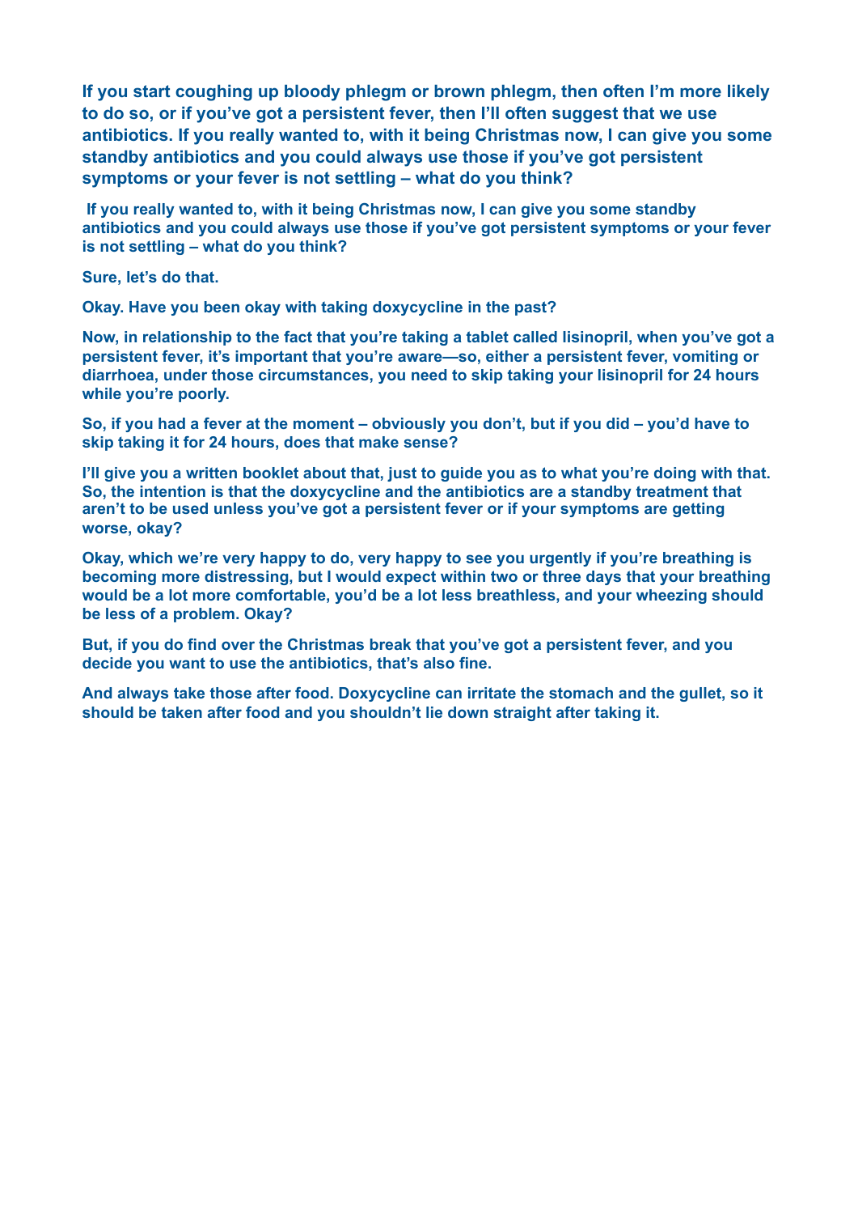**If you start coughing up bloody phlegm or brown phlegm, then often I'm more likely to do so, or if you've got a persistent fever, then I'll often suggest that we use antibiotics. If you really wanted to, with it being Christmas now, I can give you some standby antibiotics and you could always use those if you've got persistent symptoms or your fever is not settling – what do you think?**

**If you really wanted to, with it being Christmas now, I can give you some standby antibiotics and you could always use those if you've got persistent symptoms or your fever is not settling – what do you think?**

**Sure, let's do that.**

**Okay. Have you been okay with taking doxycycline in the past?**

**Now, in relationship to the fact that you're taking a tablet called lisinopril, when you've got a persistent fever, it's important that you're aware—so, either a persistent fever, vomiting or diarrhoea, under those circumstances, you need to skip taking your lisinopril for 24 hours while you're poorly.**

**So, if you had a fever at the moment – obviously you don't, but if you did – you'd have to skip taking it for 24 hours, does that make sense?**

**I'll give you a written booklet about that, just to guide you as to what you're doing with that. So, the intention is that the doxycycline and the antibiotics are a standby treatment that aren't to be used unless you've got a persistent fever or if your symptoms are getting worse, okay?**

**Okay, which we're very happy to do, very happy to see you urgently if you're breathing is becoming more distressing, but I would expect within two or three days that your breathing would be a lot more comfortable, you'd be a lot less breathless, and your wheezing should be less of a problem. Okay?**

**But, if you do find over the Christmas break that you've got a persistent fever, and you decide you want to use the antibiotics, that's also fine.**

**And always take those after food. Doxycycline can irritate the stomach and the gullet, so it should be taken after food and you shouldn't lie down straight after taking it.**